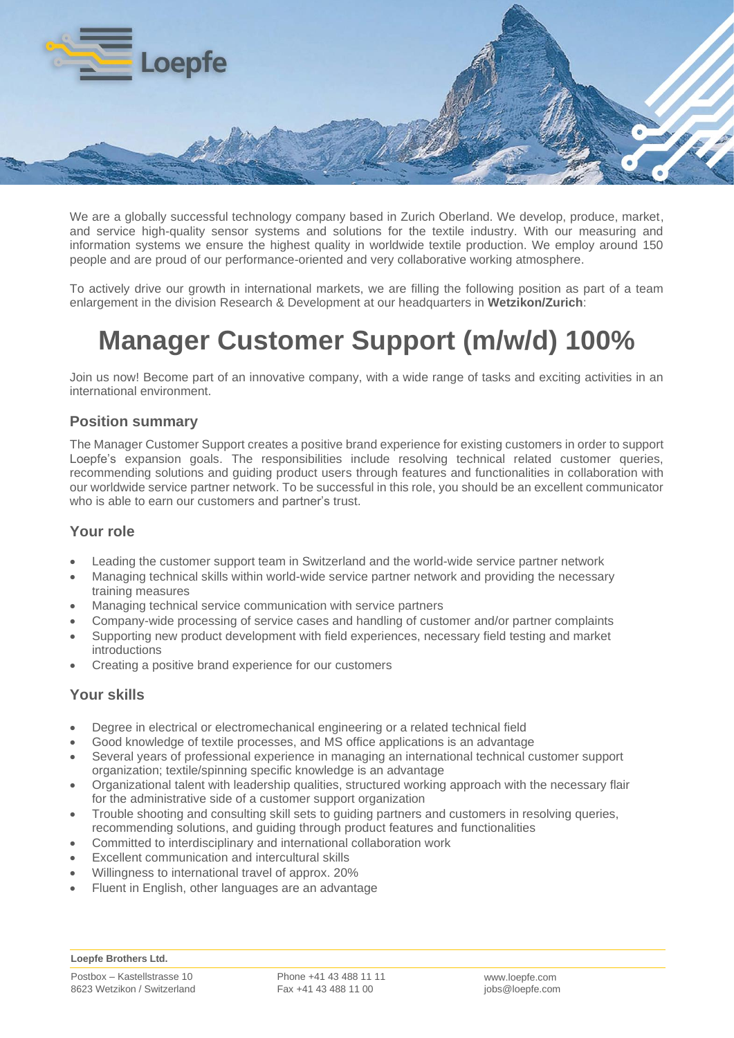We are a globally successful technology company based in Zurich Oberland. We develop, produce, market, and service high-quality sensor systems and solutions for the textile industry. With our measuring and information systems we ensure the highest quality in worldwide textile production. We employ around 150 people and are proud of our performance-oriented and very collaborative working atmosphere.

To actively drive our growth in international markets, we are filling the following position as part of a team enlargement in the division Research & Development at our headquarters in **Wetzikon/Zurich**:

# Manager Customer Support (m/w/d) 100%

Join us now! Become part of an innovative company, with a wide range of tasks and exciting activities in an international environment.

## Position summary

The Manager Customer Support creates a positive brand experience for existing customers in order to support Loepfe's expansion goals. The responsibilities include resolving technical related customer queries, recommending solutions and guiding product users through features and functionalities in collaboration with our worldwide service partner network. To be successful in this role, you should be an excellent communicator who is able to earn our customers and partner's trust.

## Your role

- Leading the customer support team in Switzerland and the world-wide service partner network
- Managing technical skills within world-wide service partner network and providing the necessary training measures
- Managing technical service communication with service partners
- Company-wide processing of service cases and handling of customer and/or partner complaints
- Supporting new product development with field experiences, necessary field testing and market introductions
- Creating a positive brand experience for our customers

## Your skills

- Degree in electrical or electromechanical engineering or a related technical field
- Good knowledge of textile processes, and MS office applications is an advantage
- Several years of professional experience in managing an international technical customer support organization; textile/spinning specific knowledge is an advantage
- Organizational talent with leadership qualities, structured working approach with the necessary flair for the administrative side of a customer support organization
- Trouble shooting and consulting skill sets to guiding partners and customers in resolving queries, recommending solutions, and guiding through product features and functionalities
- Committed to interdisciplinary and international collaboration work
- Excellent communication and intercultural skills
- Willingness to international travel of approx. 20%
- Fluent in English, other languages are an advantage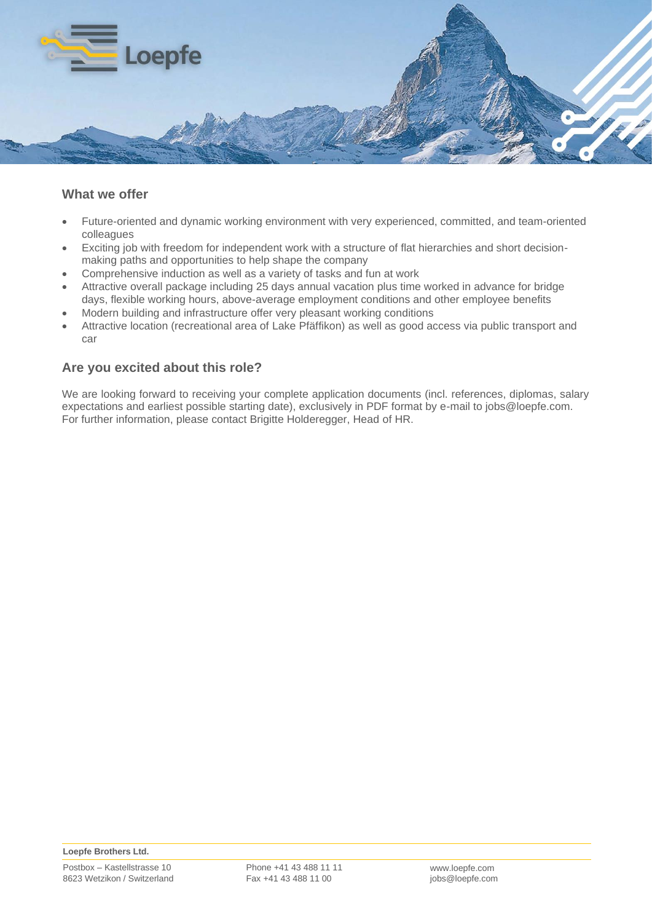## What we offer

- Future-oriented and dynamic working environment with very experienced, committed, and team-oriented colleagues
- Exciting job with freedom for independent work with a structure of flat hierarchies and short decision-making paths and opportunities to help shape the company
- Comprehensive induction as well as a variety of tasks and fun at work
- Attractive overall package including 25 days annual vacation plus time worked in advance for bridge days, flexible working hours, above-average employment conditions and other employee benefits
- Modern building and infrastructure offer very pleasant working conditions
- Attractive location (recreational area of Lake Pfäffikon) as well as good access via public transport and car

## Are you excited about this role?

We are looking forward to receiving your complete application documents (incl. references, diplomas, salary expectations and earliest possible starting date), exclusively in PDF format by e-mail to jobs@loepfe.com. For further information, please contact Brigitte Holderegger, Head of HR.

**Loepfe Brothers Ltd.**

Postbox – Kastellstrasse 10
8623 Wetzikon / Switzerland

Phone +41 43 488 11 11
Fax +41 43 488 11 00

www.loepfe.com
jobs@loepfe.com